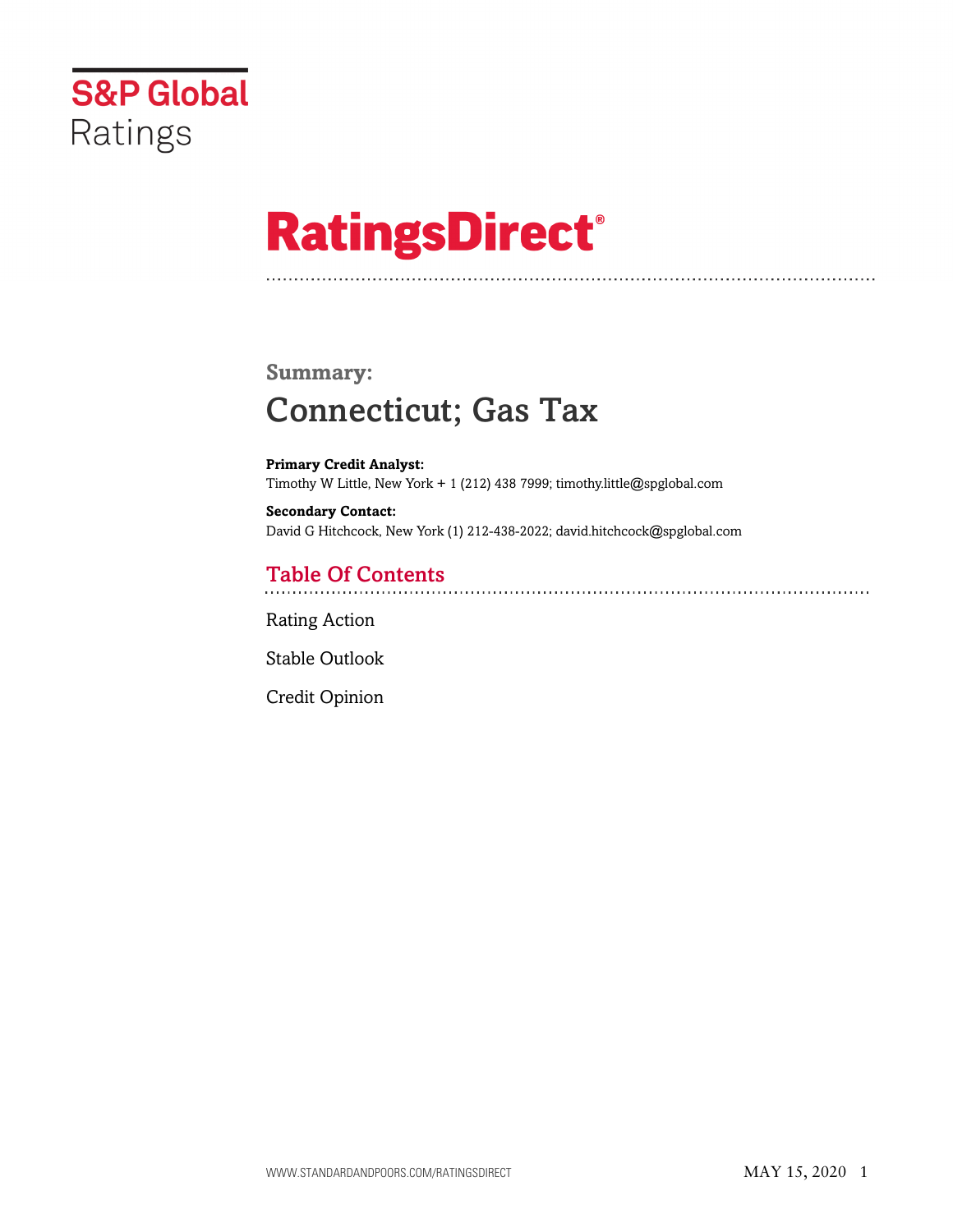S&P Global Ratings

# RatingsDirect®

## Summary:

# Connecticut; Gas Tax

**Primary Credit Analyst:**
Timothy W Little, New York + 1 (212) 438 7999; timothy.little@spglobal.com

**Secondary Contact:**
David G Hitchcock, New York (1) 212-438-2022; david.hitchcock@spglobal.com

## Table Of Contents

Rating Action

Stable Outlook

Credit Opinion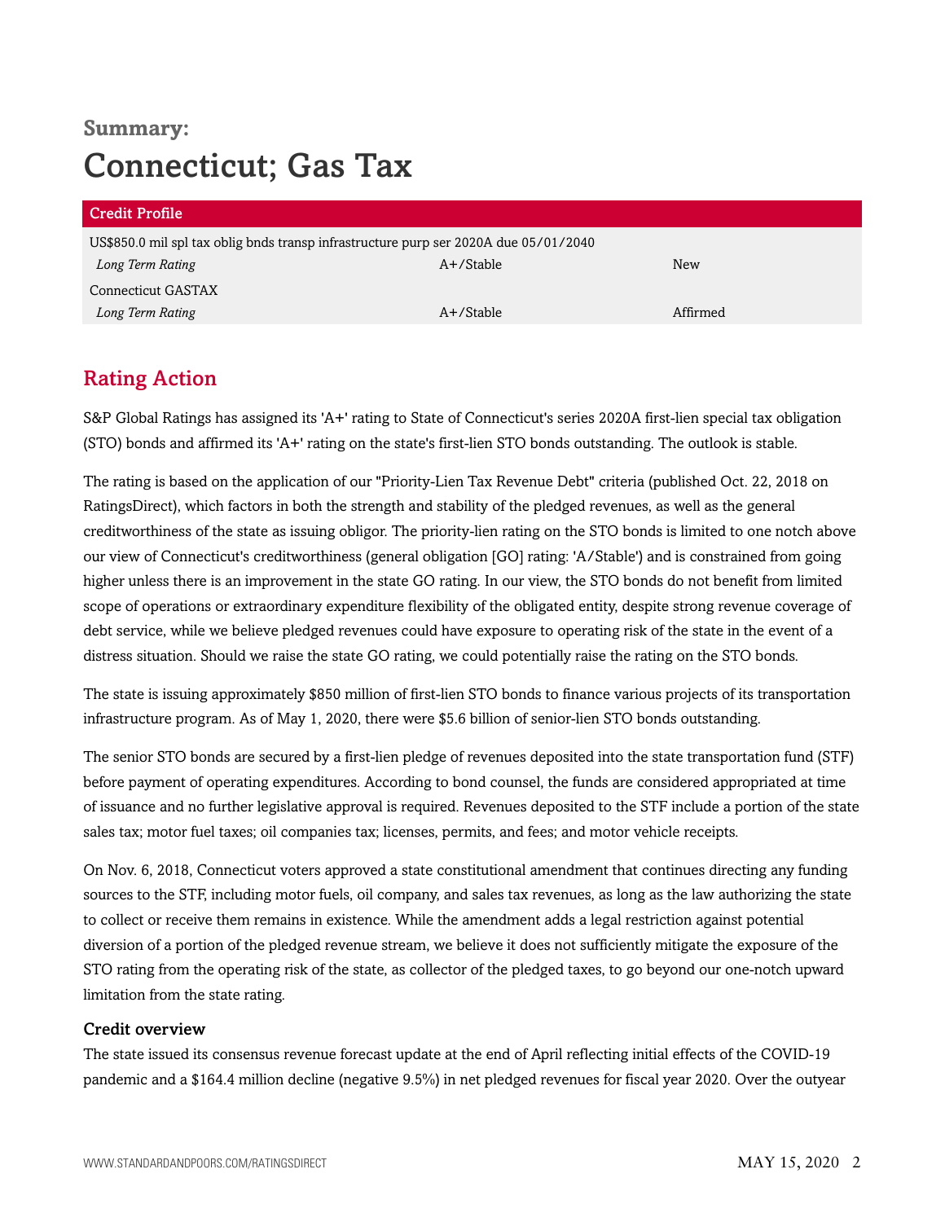**Summary:**

# Connecticut; Gas Tax

| Credit Profile | | |
|---|---|---|
| US$850.0 mil spl tax oblig bnds transp infrastructure purp ser 2020A due 05/01/2040 | | |
| *Long Term Rating* | A+/Stable | New |
| Connecticut GASTAX | | |
| *Long Term Rating* | A+/Stable | Affirmed |

## Rating Action

S&P Global Ratings has assigned its 'A+' rating to State of Connecticut's series 2020A first-lien special tax obligation (STO) bonds and affirmed its 'A+' rating on the state's first-lien STO bonds outstanding. The outlook is stable.

The rating is based on the application of our "Priority-Lien Tax Revenue Debt" criteria (published Oct. 22, 2018 on RatingsDirect), which factors in both the strength and stability of the pledged revenues, as well as the general creditworthiness of the state as issuing obligor. The priority-lien rating on the STO bonds is limited to one notch above our view of Connecticut's creditworthiness (general obligation [GO] rating: 'A/Stable') and is constrained from going higher unless there is an improvement in the state GO rating. In our view, the STO bonds do not benefit from limited scope of operations or extraordinary expenditure flexibility of the obligated entity, despite strong revenue coverage of debt service, while we believe pledged revenues could have exposure to operating risk of the state in the event of a distress situation. Should we raise the state GO rating, we could potentially raise the rating on the STO bonds.

The state is issuing approximately $850 million of first-lien STO bonds to finance various projects of its transportation infrastructure program. As of May 1, 2020, there were $5.6 billion of senior-lien STO bonds outstanding.

The senior STO bonds are secured by a first-lien pledge of revenues deposited into the state transportation fund (STF) before payment of operating expenditures. According to bond counsel, the funds are considered appropriated at time of issuance and no further legislative approval is required. Revenues deposited to the STF include a portion of the state sales tax; motor fuel taxes; oil companies tax; licenses, permits, and fees; and motor vehicle receipts.

On Nov. 6, 2018, Connecticut voters approved a state constitutional amendment that continues directing any funding sources to the STF, including motor fuels, oil company, and sales tax revenues, as long as the law authorizing the state to collect or receive them remains in existence. While the amendment adds a legal restriction against potential diversion of a portion of the pledged revenue stream, we believe it does not sufficiently mitigate the exposure of the STO rating from the operating risk of the state, as collector of the pledged taxes, to go beyond our one-notch upward limitation from the state rating.

### Credit overview

The state issued its consensus revenue forecast update at the end of April reflecting initial effects of the COVID-19 pandemic and a $164.4 million decline (negative 9.5%) in net pledged revenues for fiscal year 2020. Over the outyear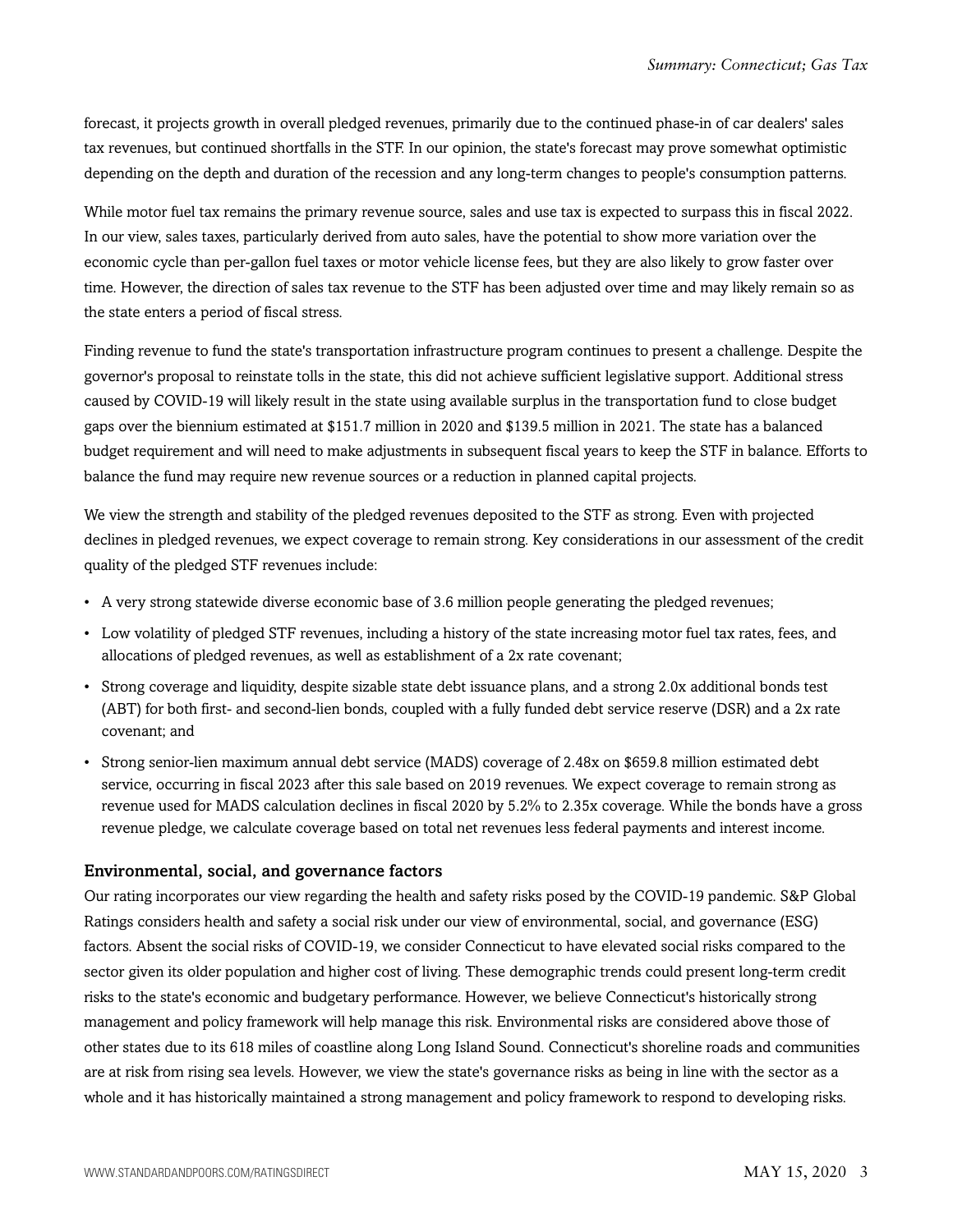forecast, it projects growth in overall pledged revenues, primarily due to the continued phase-in of car dealers' sales tax revenues, but continued shortfalls in the STF. In our opinion, the state's forecast may prove somewhat optimistic depending on the depth and duration of the recession and any long-term changes to people's consumption patterns.

While motor fuel tax remains the primary revenue source, sales and use tax is expected to surpass this in fiscal 2022. In our view, sales taxes, particularly derived from auto sales, have the potential to show more variation over the economic cycle than per-gallon fuel taxes or motor vehicle license fees, but they are also likely to grow faster over time. However, the direction of sales tax revenue to the STF has been adjusted over time and may likely remain so as the state enters a period of fiscal stress.

Finding revenue to fund the state's transportation infrastructure program continues to present a challenge. Despite the governor's proposal to reinstate tolls in the state, this did not achieve sufficient legislative support. Additional stress caused by COVID-19 will likely result in the state using available surplus in the transportation fund to close budget gaps over the biennium estimated at $151.7 million in 2020 and $139.5 million in 2021. The state has a balanced budget requirement and will need to make adjustments in subsequent fiscal years to keep the STF in balance. Efforts to balance the fund may require new revenue sources or a reduction in planned capital projects.

We view the strength and stability of the pledged revenues deposited to the STF as strong. Even with projected declines in pledged revenues, we expect coverage to remain strong. Key considerations in our assessment of the credit quality of the pledged STF revenues include:

- A very strong statewide diverse economic base of 3.6 million people generating the pledged revenues;
- Low volatility of pledged STF revenues, including a history of the state increasing motor fuel tax rates, fees, and allocations of pledged revenues, as well as establishment of a 2x rate covenant;
- Strong coverage and liquidity, despite sizable state debt issuance plans, and a strong 2.0x additional bonds test (ABT) for both first- and second-lien bonds, coupled with a fully funded debt service reserve (DSR) and a 2x rate covenant; and
- Strong senior-lien maximum annual debt service (MADS) coverage of 2.48x on $659.8 million estimated debt service, occurring in fiscal 2023 after this sale based on 2019 revenues. We expect coverage to remain strong as revenue used for MADS calculation declines in fiscal 2020 by 5.2% to 2.35x coverage. While the bonds have a gross revenue pledge, we calculate coverage based on total net revenues less federal payments and interest income.

### Environmental, social, and governance factors

Our rating incorporates our view regarding the health and safety risks posed by the COVID-19 pandemic. S&P Global Ratings considers health and safety a social risk under our view of environmental, social, and governance (ESG) factors. Absent the social risks of COVID-19, we consider Connecticut to have elevated social risks compared to the sector given its older population and higher cost of living. These demographic trends could present long-term credit risks to the state's economic and budgetary performance. However, we believe Connecticut's historically strong management and policy framework will help manage this risk. Environmental risks are considered above those of other states due to its 618 miles of coastline along Long Island Sound. Connecticut's shoreline roads and communities are at risk from rising sea levels. However, we view the state's governance risks as being in line with the sector as a whole and it has historically maintained a strong management and policy framework to respond to developing risks.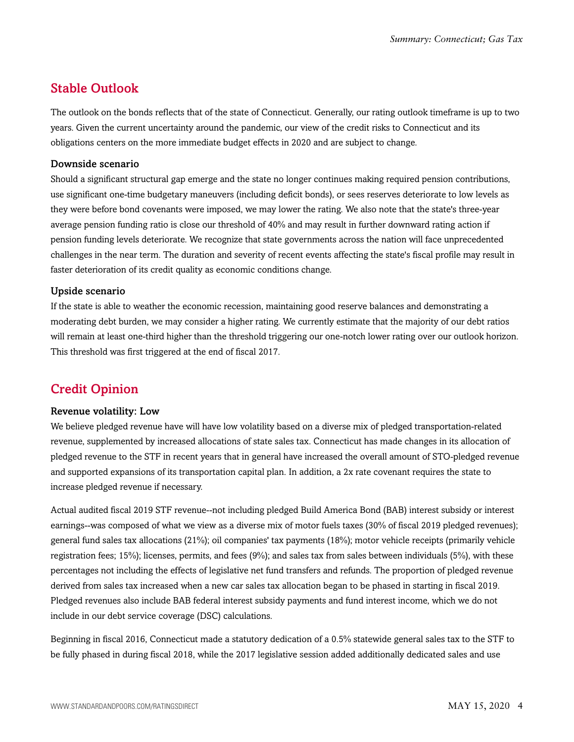## Stable Outlook

The outlook on the bonds reflects that of the state of Connecticut. Generally, our rating outlook timeframe is up to two years. Given the current uncertainty around the pandemic, our view of the credit risks to Connecticut and its obligations centers on the more immediate budget effects in 2020 and are subject to change.

### Downside scenario

Should a significant structural gap emerge and the state no longer continues making required pension contributions, use significant one-time budgetary maneuvers (including deficit bonds), or sees reserves deteriorate to low levels as they were before bond covenants were imposed, we may lower the rating. We also note that the state's three-year average pension funding ratio is close our threshold of 40% and may result in further downward rating action if pension funding levels deteriorate. We recognize that state governments across the nation will face unprecedented challenges in the near term. The duration and severity of recent events affecting the state's fiscal profile may result in faster deterioration of its credit quality as economic conditions change.

### Upside scenario

If the state is able to weather the economic recession, maintaining good reserve balances and demonstrating a moderating debt burden, we may consider a higher rating. We currently estimate that the majority of our debt ratios will remain at least one-third higher than the threshold triggering our one-notch lower rating over our outlook horizon. This threshold was first triggered at the end of fiscal 2017.

## Credit Opinion

### Revenue volatility: Low

We believe pledged revenue have will have low volatility based on a diverse mix of pledged transportation-related revenue, supplemented by increased allocations of state sales tax. Connecticut has made changes in its allocation of pledged revenue to the STF in recent years that in general have increased the overall amount of STO-pledged revenue and supported expansions of its transportation capital plan. In addition, a 2x rate covenant requires the state to increase pledged revenue if necessary.

Actual audited fiscal 2019 STF revenue--not including pledged Build America Bond (BAB) interest subsidy or interest earnings--was composed of what we view as a diverse mix of motor fuels taxes (30% of fiscal 2019 pledged revenues); general fund sales tax allocations (21%); oil companies' tax payments (18%); motor vehicle receipts (primarily vehicle registration fees; 15%); licenses, permits, and fees (9%); and sales tax from sales between individuals (5%), with these percentages not including the effects of legislative net fund transfers and refunds. The proportion of pledged revenue derived from sales tax increased when a new car sales tax allocation began to be phased in starting in fiscal 2019. Pledged revenues also include BAB federal interest subsidy payments and fund interest income, which we do not include in our debt service coverage (DSC) calculations.

Beginning in fiscal 2016, Connecticut made a statutory dedication of a 0.5% statewide general sales tax to the STF to be fully phased in during fiscal 2018, while the 2017 legislative session added additionally dedicated sales and use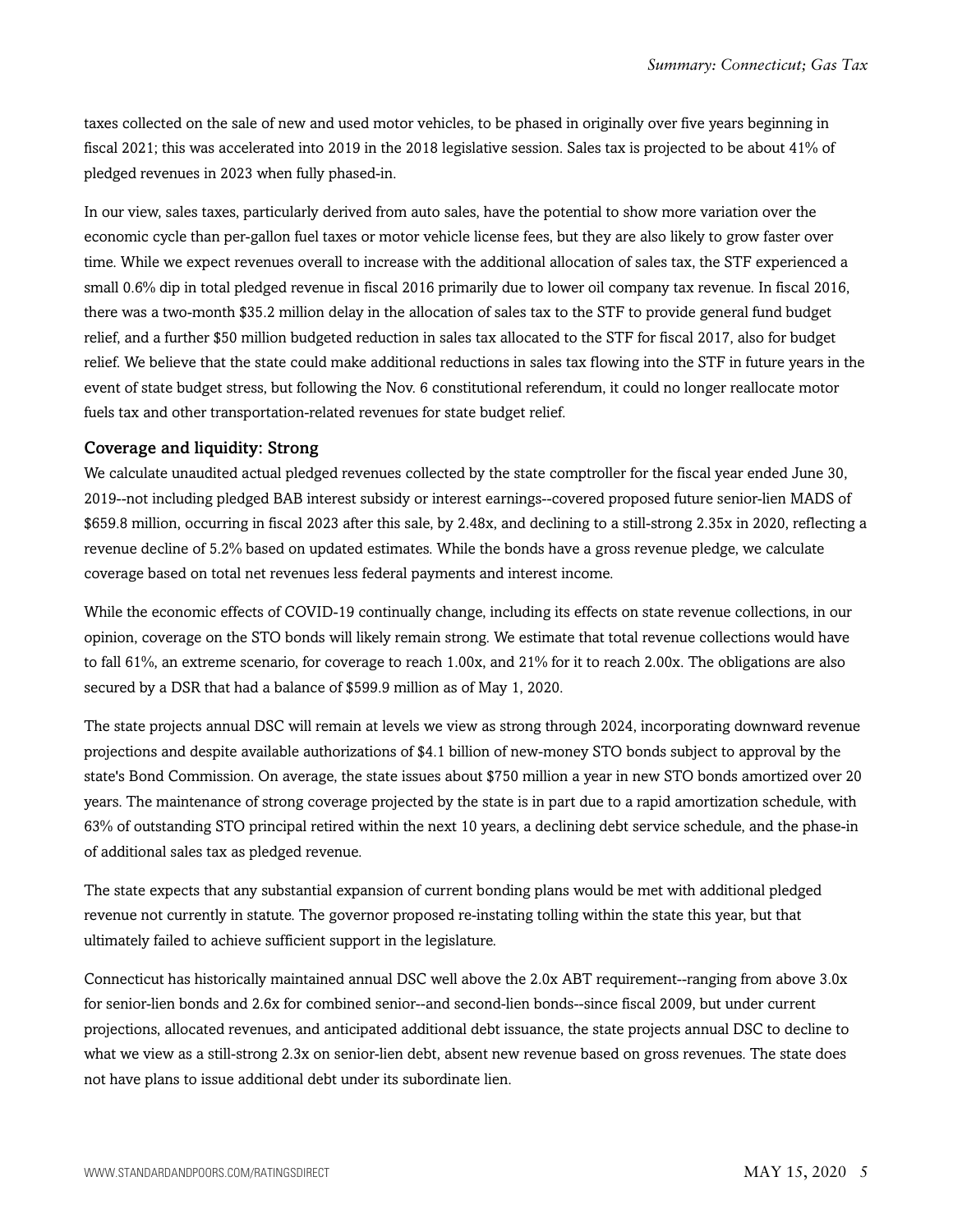taxes collected on the sale of new and used motor vehicles, to be phased in originally over five years beginning in fiscal 2021; this was accelerated into 2019 in the 2018 legislative session. Sales tax is projected to be about 41% of pledged revenues in 2023 when fully phased-in.

In our view, sales taxes, particularly derived from auto sales, have the potential to show more variation over the economic cycle than per-gallon fuel taxes or motor vehicle license fees, but they are also likely to grow faster over time. While we expect revenues overall to increase with the additional allocation of sales tax, the STF experienced a small 0.6% dip in total pledged revenue in fiscal 2016 primarily due to lower oil company tax revenue. In fiscal 2016, there was a two-month $35.2 million delay in the allocation of sales tax to the STF to provide general fund budget relief, and a further $50 million budgeted reduction in sales tax allocated to the STF for fiscal 2017, also for budget relief. We believe that the state could make additional reductions in sales tax flowing into the STF in future years in the event of state budget stress, but following the Nov. 6 constitutional referendum, it could no longer reallocate motor fuels tax and other transportation-related revenues for state budget relief.

### Coverage and liquidity: Strong

We calculate unaudited actual pledged revenues collected by the state comptroller for the fiscal year ended June 30, 2019--not including pledged BAB interest subsidy or interest earnings--covered proposed future senior-lien MADS of $659.8 million, occurring in fiscal 2023 after this sale, by 2.48x, and declining to a still-strong 2.35x in 2020, reflecting a revenue decline of 5.2% based on updated estimates. While the bonds have a gross revenue pledge, we calculate coverage based on total net revenues less federal payments and interest income.

While the economic effects of COVID-19 continually change, including its effects on state revenue collections, in our opinion, coverage on the STO bonds will likely remain strong. We estimate that total revenue collections would have to fall 61%, an extreme scenario, for coverage to reach 1.00x, and 21% for it to reach 2.00x. The obligations are also secured by a DSR that had a balance of $599.9 million as of May 1, 2020.

The state projects annual DSC will remain at levels we view as strong through 2024, incorporating downward revenue projections and despite available authorizations of $4.1 billion of new-money STO bonds subject to approval by the state's Bond Commission. On average, the state issues about $750 million a year in new STO bonds amortized over 20 years. The maintenance of strong coverage projected by the state is in part due to a rapid amortization schedule, with 63% of outstanding STO principal retired within the next 10 years, a declining debt service schedule, and the phase-in of additional sales tax as pledged revenue.

The state expects that any substantial expansion of current bonding plans would be met with additional pledged revenue not currently in statute. The governor proposed re-instating tolling within the state this year, but that ultimately failed to achieve sufficient support in the legislature.

Connecticut has historically maintained annual DSC well above the 2.0x ABT requirement--ranging from above 3.0x for senior-lien bonds and 2.6x for combined senior--and second-lien bonds--since fiscal 2009, but under current projections, allocated revenues, and anticipated additional debt issuance, the state projects annual DSC to decline to what we view as a still-strong 2.3x on senior-lien debt, absent new revenue based on gross revenues. The state does not have plans to issue additional debt under its subordinate lien.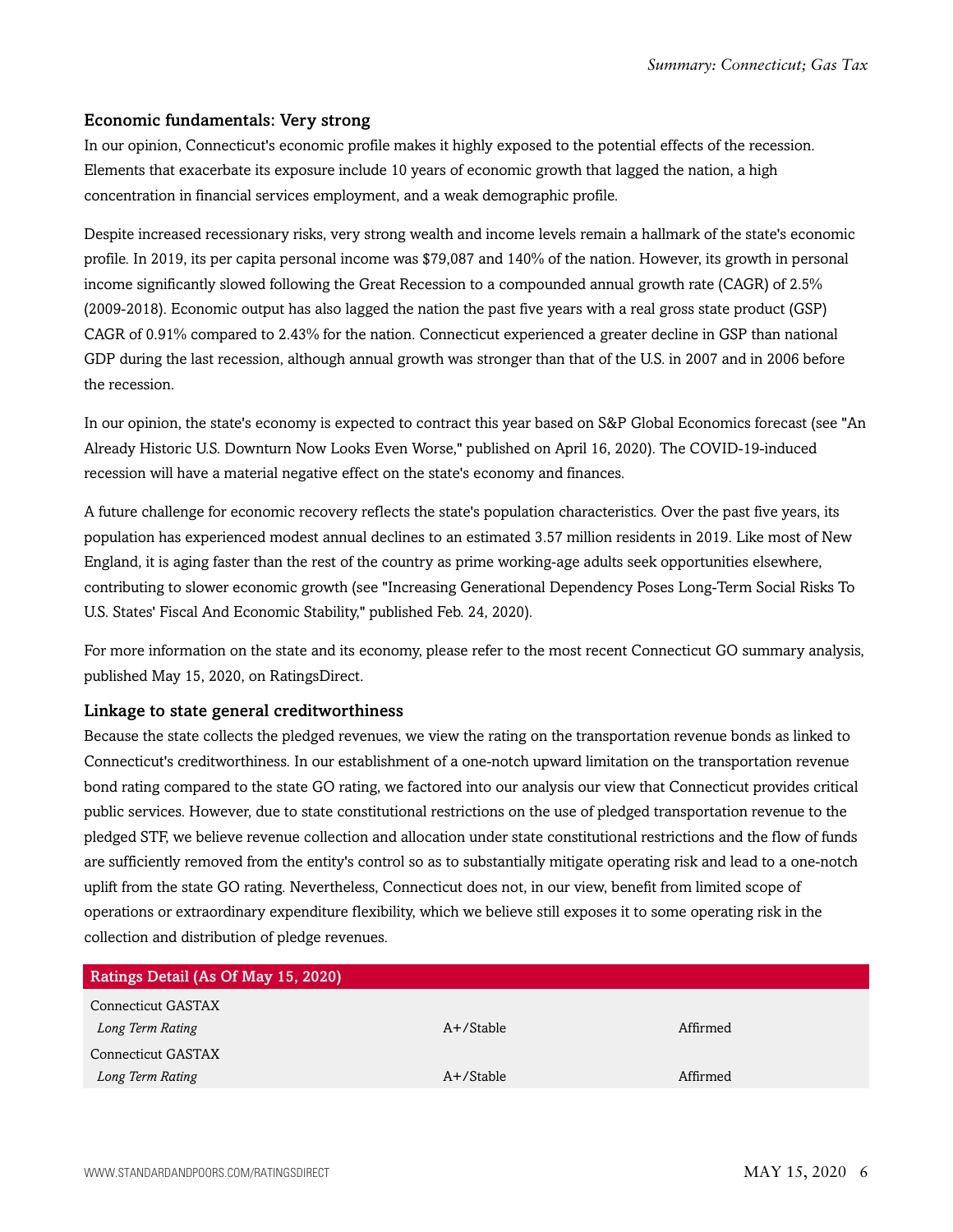### Economic fundamentals: Very strong

In our opinion, Connecticut's economic profile makes it highly exposed to the potential effects of the recession. Elements that exacerbate its exposure include 10 years of economic growth that lagged the nation, a high concentration in financial services employment, and a weak demographic profile.

Despite increased recessionary risks, very strong wealth and income levels remain a hallmark of the state's economic profile. In 2019, its per capita personal income was $79,087 and 140% of the nation. However, its growth in personal income significantly slowed following the Great Recession to a compounded annual growth rate (CAGR) of 2.5% (2009-2018). Economic output has also lagged the nation the past five years with a real gross state product (GSP) CAGR of 0.91% compared to 2.43% for the nation. Connecticut experienced a greater decline in GSP than national GDP during the last recession, although annual growth was stronger than that of the U.S. in 2007 and in 2006 before the recession.

In our opinion, the state's economy is expected to contract this year based on S&P Global Economics forecast (see "An Already Historic U.S. Downturn Now Looks Even Worse," published on April 16, 2020). The COVID-19-induced recession will have a material negative effect on the state's economy and finances.

A future challenge for economic recovery reflects the state's population characteristics. Over the past five years, its population has experienced modest annual declines to an estimated 3.57 million residents in 2019. Like most of New England, it is aging faster than the rest of the country as prime working-age adults seek opportunities elsewhere, contributing to slower economic growth (see "Increasing Generational Dependency Poses Long-Term Social Risks To U.S. States' Fiscal And Economic Stability," published Feb. 24, 2020).

For more information on the state and its economy, please refer to the most recent Connecticut GO summary analysis, published May 15, 2020, on RatingsDirect.

### Linkage to state general creditworthiness

Because the state collects the pledged revenues, we view the rating on the transportation revenue bonds as linked to Connecticut's creditworthiness. In our establishment of a one-notch upward limitation on the transportation revenue bond rating compared to the state GO rating, we factored into our analysis our view that Connecticut provides critical public services. However, due to state constitutional restrictions on the use of pledged transportation revenue to the pledged STF, we believe revenue collection and allocation under state constitutional restrictions and the flow of funds are sufficiently removed from the entity's control so as to substantially mitigate operating risk and lead to a one-notch uplift from the state GO rating. Nevertheless, Connecticut does not, in our view, benefit from limited scope of operations or extraordinary expenditure flexibility, which we believe still exposes it to some operating risk in the collection and distribution of pledge revenues.

| Ratings Detail (As Of May 15, 2020) | | |
|---|---|---|
| Connecticut GASTAX | | |
| *Long Term Rating* | A+/Stable | Affirmed |
| Connecticut GASTAX | | |
| *Long Term Rating* | A+/Stable | Affirmed |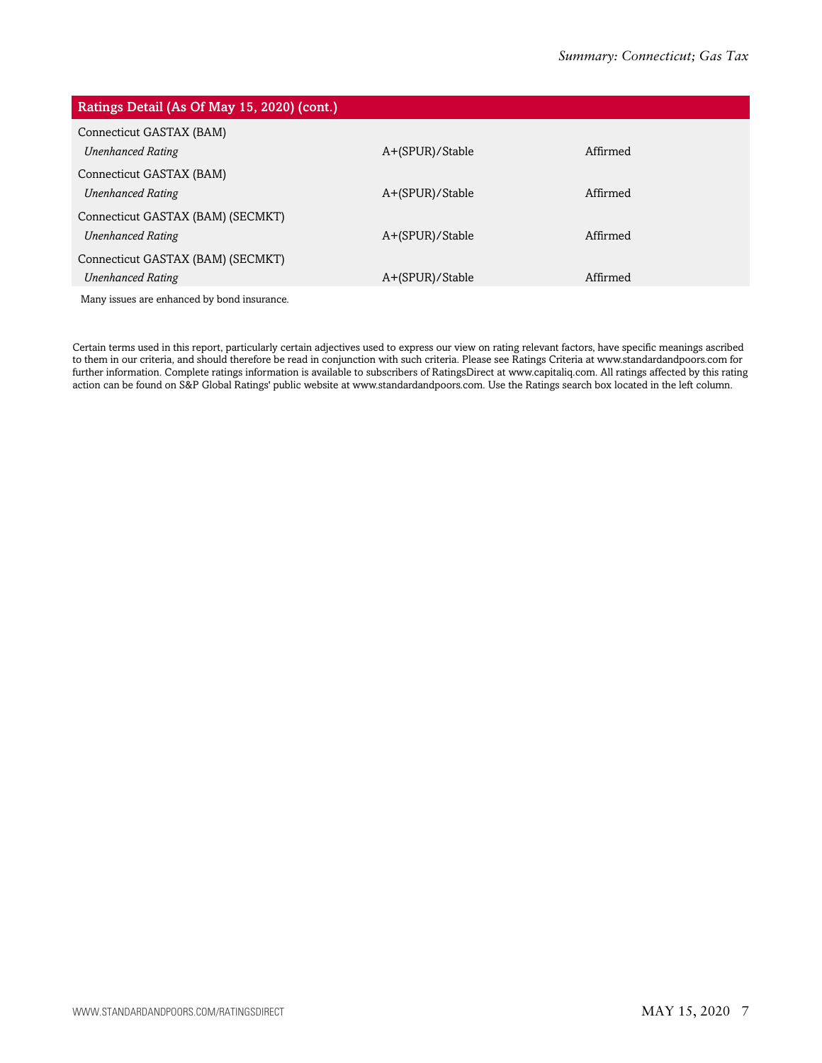| Ratings Detail (As Of May 15, 2020) (cont.) | | |
|---|---|---|
| Connecticut GASTAX (BAM) | | |
| *Unenhanced Rating* | A+(SPUR)/Stable | Affirmed |
| Connecticut GASTAX (BAM) | | |
| *Unenhanced Rating* | A+(SPUR)/Stable | Affirmed |
| Connecticut GASTAX (BAM) (SECMKT) | | |
| *Unenhanced Rating* | A+(SPUR)/Stable | Affirmed |
| Connecticut GASTAX (BAM) (SECMKT) | | |
| *Unenhanced Rating* | A+(SPUR)/Stable | Affirmed |

Many issues are enhanced by bond insurance.

Certain terms used in this report, particularly certain adjectives used to express our view on rating relevant factors, have specific meanings ascribed to them in our criteria, and should therefore be read in conjunction with such criteria. Please see Ratings Criteria at www.standardandpoors.com for further information. Complete ratings information is available to subscribers of RatingsDirect at www.capitaliq.com. All ratings affected by this rating action can be found on S&P Global Ratings' public website at www.standardandpoors.com. Use the Ratings search box located in the left column.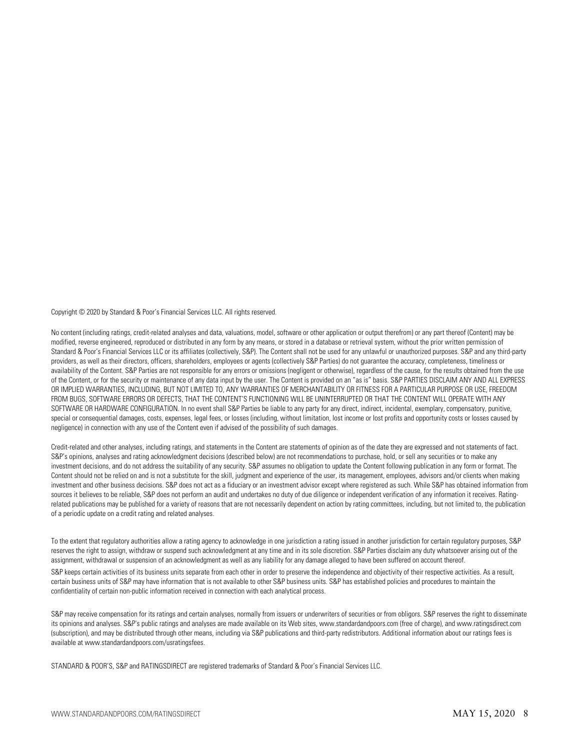Copyright © 2020 by Standard & Poor's Financial Services LLC. All rights reserved.

No content (including ratings, credit-related analyses and data, valuations, model, software or other application or output therefrom) or any part thereof (Content) may be modified, reverse engineered, reproduced or distributed in any form by any means, or stored in a database or retrieval system, without the prior written permission of Standard & Poor's Financial Services LLC or its affiliates (collectively, S&P). The Content shall not be used for any unlawful or unauthorized purposes. S&P and any third-party providers, as well as their directors, officers, shareholders, employees or agents (collectively S&P Parties) do not guarantee the accuracy, completeness, timeliness or availability of the Content. S&P Parties are not responsible for any errors or omissions (negligent or otherwise), regardless of the cause, for the results obtained from the use of the Content, or for the security or maintenance of any data input by the user. The Content is provided on an "as is" basis. S&P PARTIES DISCLAIM ANY AND ALL EXPRESS OR IMPLIED WARRANTIES, INCLUDING, BUT NOT LIMITED TO, ANY WARRANTIES OF MERCHANTABILITY OR FITNESS FOR A PARTICULAR PURPOSE OR USE, FREEDOM FROM BUGS, SOFTWARE ERRORS OR DEFECTS, THAT THE CONTENT'S FUNCTIONING WILL BE UNINTERRUPTED OR THAT THE CONTENT WILL OPERATE WITH ANY SOFTWARE OR HARDWARE CONFIGURATION. In no event shall S&P Parties be liable to any party for any direct, indirect, incidental, exemplary, compensatory, punitive, special or consequential damages, costs, expenses, legal fees, or losses (including, without limitation, lost income or lost profits and opportunity costs or losses caused by negligence) in connection with any use of the Content even if advised of the possibility of such damages.

Credit-related and other analyses, including ratings, and statements in the Content are statements of opinion as of the date they are expressed and not statements of fact. S&P's opinions, analyses and rating acknowledgment decisions (described below) are not recommendations to purchase, hold, or sell any securities or to make any investment decisions, and do not address the suitability of any security. S&P assumes no obligation to update the Content following publication in any form or format. The Content should not be relied on and is not a substitute for the skill, judgment and experience of the user, its management, employees, advisors and/or clients when making investment and other business decisions. S&P does not act as a fiduciary or an investment advisor except where registered as such. While S&P has obtained information from sources it believes to be reliable, S&P does not perform an audit and undertakes no duty of due diligence or independent verification of any information it receives. Rating-related publications may be published for a variety of reasons that are not necessarily dependent on action by rating committees, including, but not limited to, the publication of a periodic update on a credit rating and related analyses.

To the extent that regulatory authorities allow a rating agency to acknowledge in one jurisdiction a rating issued in another jurisdiction for certain regulatory purposes, S&P reserves the right to assign, withdraw or suspend such acknowledgment at any time and in its sole discretion. S&P Parties disclaim any duty whatsoever arising out of the assignment, withdrawal or suspension of an acknowledgment as well as any liability for any damage alleged to have been suffered on account thereof.

S&P keeps certain activities of its business units separate from each other in order to preserve the independence and objectivity of their respective activities. As a result, certain business units of S&P may have information that is not available to other S&P business units. S&P has established policies and procedures to maintain the confidentiality of certain non-public information received in connection with each analytical process.

S&P may receive compensation for its ratings and certain analyses, normally from issuers or underwriters of securities or from obligors. S&P reserves the right to disseminate its opinions and analyses. S&P's public ratings and analyses are made available on its Web sites, www.standardandpoors.com (free of charge), and www.ratingsdirect.com (subscription), and may be distributed through other means, including via S&P publications and third-party redistributors. Additional information about our ratings fees is available at www.standardandpoors.com/usratingsfees.

STANDARD & POOR'S, S&P and RATINGSDIRECT are registered trademarks of Standard & Poor's Financial Services LLC.